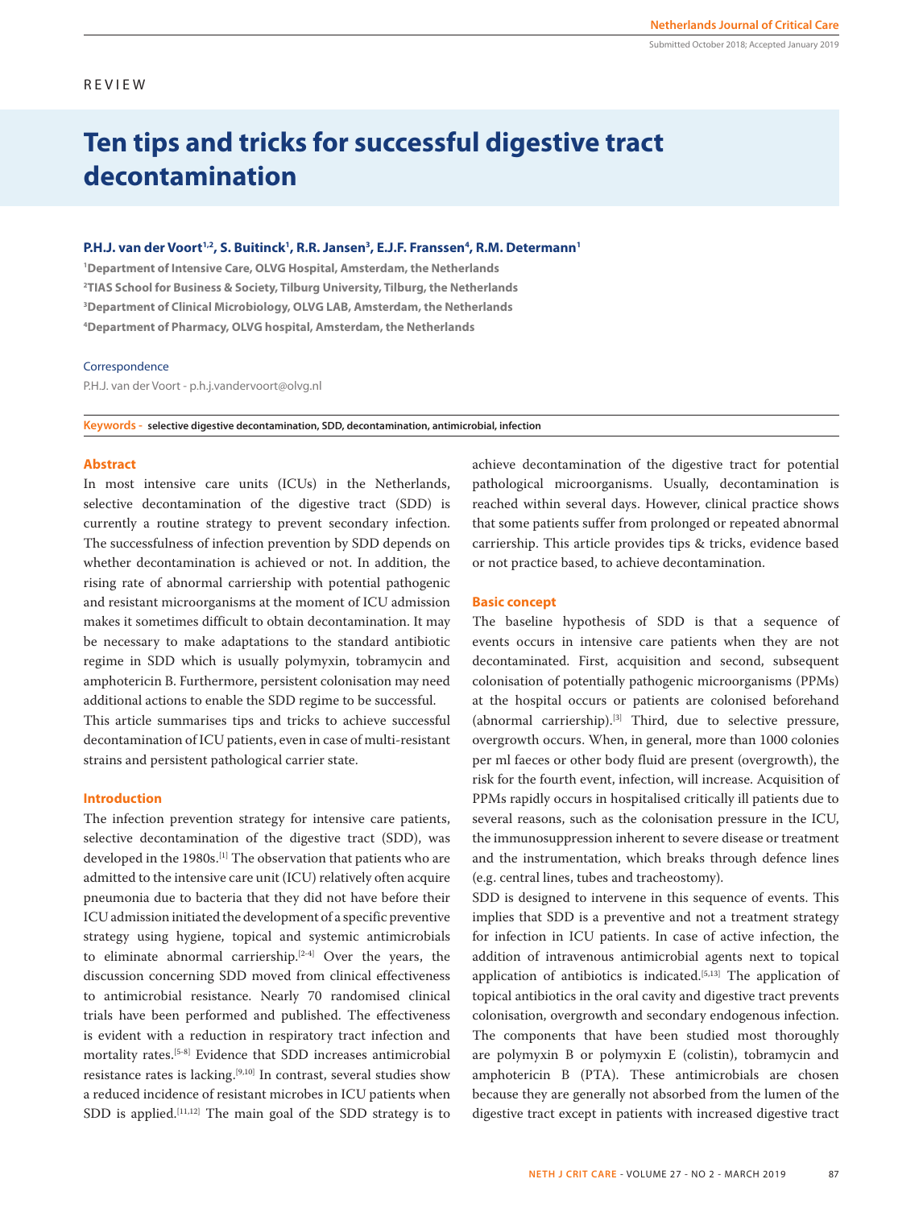REVIEW

# Ten tips and tricks for successful digestive tract decontamination

**P.H.J. van der Voort[1,2], S. Buitinck[1], R.R. Jansen[3], E.J.F. Franssen[4], R.M. Determann[1]**

[1]Department of Intensive Care, OLVG Hospital, Amsterdam, the Netherlands
[2]TIAS School for Business & Society, Tilburg University, Tilburg, the Netherlands
[3]Department of Clinical Microbiology, OLVG LAB, Amsterdam, the Netherlands
[4]Department of Pharmacy, OLVG hospital, Amsterdam, the Netherlands

Correspondence

P.H.J. van der Voort - p.h.j.vandervoort@olvg.nl

**Keywords -** selective digestive decontamination, SDD, decontamination, antimicrobial, infection

## Abstract

In most intensive care units (ICUs) in the Netherlands, selective decontamination of the digestive tract (SDD) is currently a routine strategy to prevent secondary infection. The successfulness of infection prevention by SDD depends on whether decontamination is achieved or not. In addition, the rising rate of abnormal carriership with potential pathogenic and resistant microorganisms at the moment of ICU admission makes it sometimes difficult to obtain decontamination. It may be necessary to make adaptations to the standard antibiotic regime in SDD which is usually polymyxin, tobramycin and amphotericin B. Furthermore, persistent colonisation may need additional actions to enable the SDD regime to be successful.

This article summarises tips and tricks to achieve successful decontamination of ICU patients, even in case of multi-resistant strains and persistent pathological carrier state.

## Introduction

The infection prevention strategy for intensive care patients, selective decontamination of the digestive tract (SDD), was developed in the 1980s.[1] The observation that patients who are admitted to the intensive care unit (ICU) relatively often acquire pneumonia due to bacteria that they did not have before their ICU admission initiated the development of a specific preventive strategy using hygiene, topical and systemic antimicrobials to eliminate abnormal carriership.[2-4] Over the years, the discussion concerning SDD moved from clinical effectiveness to antimicrobial resistance. Nearly 70 randomised clinical trials have been performed and published. The effectiveness is evident with a reduction in respiratory tract infection and mortality rates.[5-8] Evidence that SDD increases antimicrobial resistance rates is lacking.[9,10] In contrast, several studies show a reduced incidence of resistant microbes in ICU patients when SDD is applied.[11,12] The main goal of the SDD strategy is to achieve decontamination of the digestive tract for potential pathological microorganisms. Usually, decontamination is reached within several days. However, clinical practice shows that some patients suffer from prolonged or repeated abnormal carriership. This article provides tips & tricks, evidence based or not practice based, to achieve decontamination.

## Basic concept

The baseline hypothesis of SDD is that a sequence of events occurs in intensive care patients when they are not decontaminated. First, acquisition and second, subsequent colonisation of potentially pathogenic microorganisms (PPMs) at the hospital occurs or patients are colonised beforehand (abnormal carriership).[3] Third, due to selective pressure, overgrowth occurs. When, in general, more than 1000 colonies per ml faeces or other body fluid are present (overgrowth), the risk for the fourth event, infection, will increase. Acquisition of PPMs rapidly occurs in hospitalised critically ill patients due to several reasons, such as the colonisation pressure in the ICU, the immunosuppression inherent to severe disease or treatment and the instrumentation, which breaks through defence lines (e.g. central lines, tubes and tracheostomy).

SDD is designed to intervene in this sequence of events. This implies that SDD is a preventive and not a treatment strategy for infection in ICU patients. In case of active infection, the addition of intravenous antimicrobial agents next to topical application of antibiotics is indicated.[5,13] The application of topical antibiotics in the oral cavity and digestive tract prevents colonisation, overgrowth and secondary endogenous infection. The components that have been studied most thoroughly are polymyxin B or polymyxin E (colistin), tobramycin and amphotericin B (PTA). These antimicrobials are chosen because they are generally not absorbed from the lumen of the digestive tract except in patients with increased digestive tract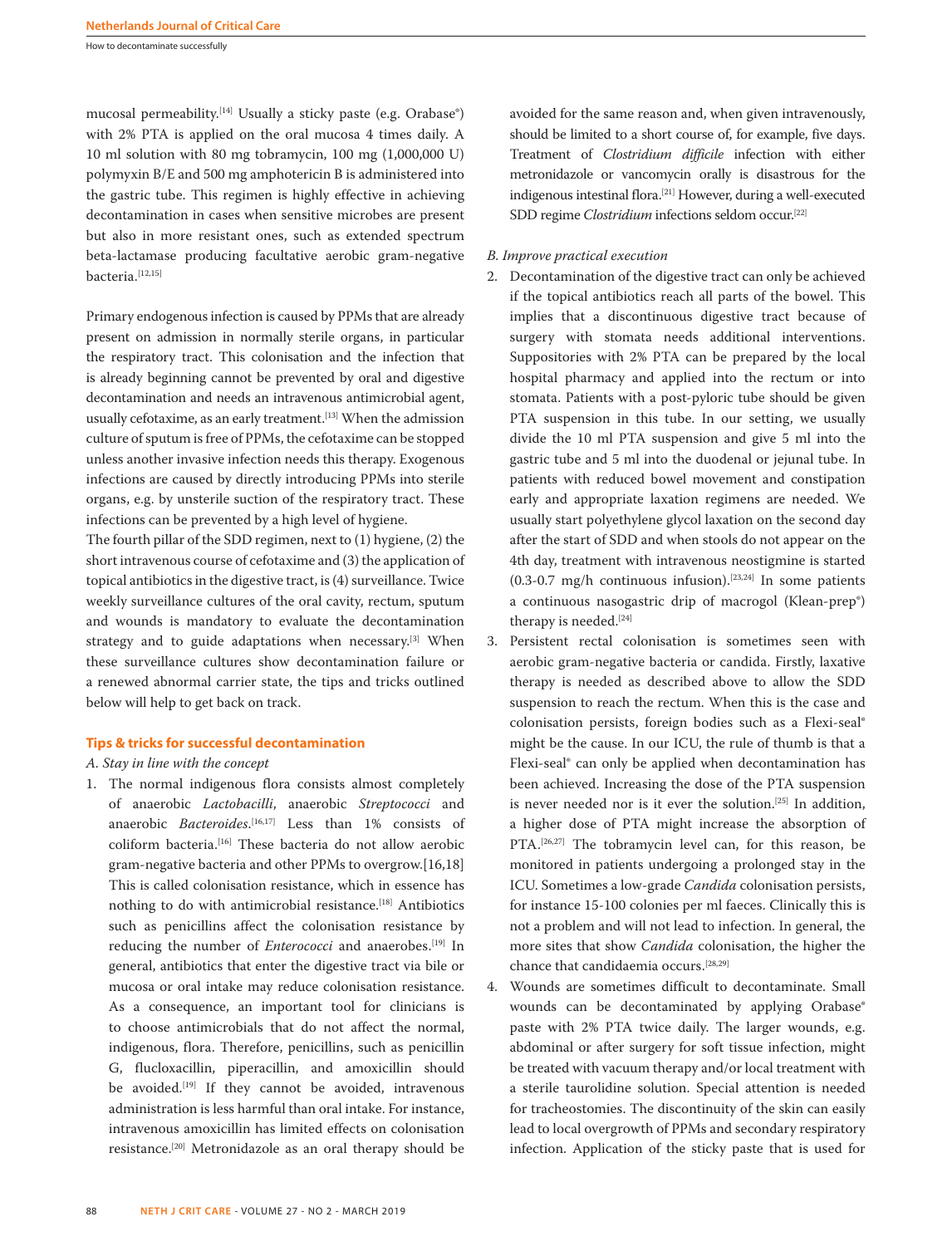mucosal permeability.[14] Usually a sticky paste (e.g. Orabase®) with 2% PTA is applied on the oral mucosa 4 times daily. A 10 ml solution with 80 mg tobramycin, 100 mg (1,000,000 U) polymyxin B/E and 500 mg amphotericin B is administered into the gastric tube. This regimen is highly effective in achieving decontamination in cases when sensitive microbes are present but also in more resistant ones, such as extended spectrum beta-lactamase producing facultative aerobic gram-negative bacteria.[12,15]

Primary endogenous infection is caused by PPMs that are already present on admission in normally sterile organs, in particular the respiratory tract. This colonisation and the infection that is already beginning cannot be prevented by oral and digestive decontamination and needs an intravenous antimicrobial agent, usually cefotaxime, as an early treatment.[13] When the admission culture of sputum is free of PPMs, the cefotaxime can be stopped unless another invasive infection needs this therapy. Exogenous infections are caused by directly introducing PPMs into sterile organs, e.g. by unsterile suction of the respiratory tract. These infections can be prevented by a high level of hygiene.

The fourth pillar of the SDD regimen, next to (1) hygiene, (2) the short intravenous course of cefotaxime and (3) the application of topical antibiotics in the digestive tract, is (4) surveillance. Twice weekly surveillance cultures of the oral cavity, rectum, sputum and wounds is mandatory to evaluate the decontamination strategy and to guide adaptations when necessary.[3] When these surveillance cultures show decontamination failure or a renewed abnormal carrier state, the tips and tricks outlined below will help to get back on track.

## Tips & tricks for successful decontamination

*A. Stay in line with the concept*

1. The normal indigenous flora consists almost completely of anaerobic *Lactobacilli*, anaerobic *Streptococci* and anaerobic *Bacteroides*.[16,17] Less than 1% consists of coliform bacteria.[16] These bacteria do not allow aerobic gram-negative bacteria and other PPMs to overgrow.[16,18] This is called colonisation resistance, which in essence has nothing to do with antimicrobial resistance.[18] Antibiotics such as penicillins affect the colonisation resistance by reducing the number of *Enterococci* and anaerobes.[19] In general, antibiotics that enter the digestive tract via bile or mucosa or oral intake may reduce colonisation resistance. As a consequence, an important tool for clinicians is to choose antimicrobials that do not affect the normal, indigenous, flora. Therefore, penicillins, such as penicillin G, flucloxacillin, piperacillin, and amoxicillin should be avoided.[19] If they cannot be avoided, intravenous administration is less harmful than oral intake. For instance, intravenous amoxicillin has limited effects on colonisation resistance.[20] Metronidazole as an oral therapy should be avoided for the same reason and, when given intravenously, should be limited to a short course of, for example, five days. Treatment of *Clostridium difficile* infection with either metronidazole or vancomycin orally is disastrous for the indigenous intestinal flora.[21] However, during a well-executed SDD regime *Clostridium* infections seldom occur.[22]

*B. Improve practical execution*

2. Decontamination of the digestive tract can only be achieved if the topical antibiotics reach all parts of the bowel. This implies that a discontinuous digestive tract because of surgery with stomata needs additional interventions. Suppositories with 2% PTA can be prepared by the local hospital pharmacy and applied into the rectum or into stomata. Patients with a post-pyloric tube should be given PTA suspension in this tube. In our setting, we usually divide the 10 ml PTA suspension and give 5 ml into the gastric tube and 5 ml into the duodenal or jejunal tube. In patients with reduced bowel movement and constipation early and appropriate laxation regimens are needed. We usually start polyethylene glycol laxation on the second day after the start of SDD and when stools do not appear on the 4th day, treatment with intravenous neostigmine is started (0.3-0.7 mg/h continuous infusion).[23,24] In some patients a continuous nasogastric drip of macrogol (Klean-prep®) therapy is needed.[24]
3. Persistent rectal colonisation is sometimes seen with aerobic gram-negative bacteria or candida. Firstly, laxative therapy is needed as described above to allow the SDD suspension to reach the rectum. When this is the case and colonisation persists, foreign bodies such as a Flexi-seal® might be the cause. In our ICU, the rule of thumb is that a Flexi-seal® can only be applied when decontamination has been achieved. Increasing the dose of the PTA suspension is never needed nor is it ever the solution.[25] In addition, a higher dose of PTA might increase the absorption of PTA.[26,27] The tobramycin level can, for this reason, be monitored in patients undergoing a prolonged stay in the ICU. Sometimes a low-grade *Candida* colonisation persists, for instance 15-100 colonies per ml faeces. Clinically this is not a problem and will not lead to infection. In general, the more sites that show *Candida* colonisation, the higher the chance that candidaemia occurs.[28,29]
4. Wounds are sometimes difficult to decontaminate. Small wounds can be decontaminated by applying Orabase® paste with 2% PTA twice daily. The larger wounds, e.g. abdominal or after surgery for soft tissue infection, might be treated with vacuum therapy and/or local treatment with a sterile taurolidine solution. Special attention is needed for tracheostomies. The discontinuity of the skin can easily lead to local overgrowth of PPMs and secondary respiratory infection. Application of the sticky paste that is used for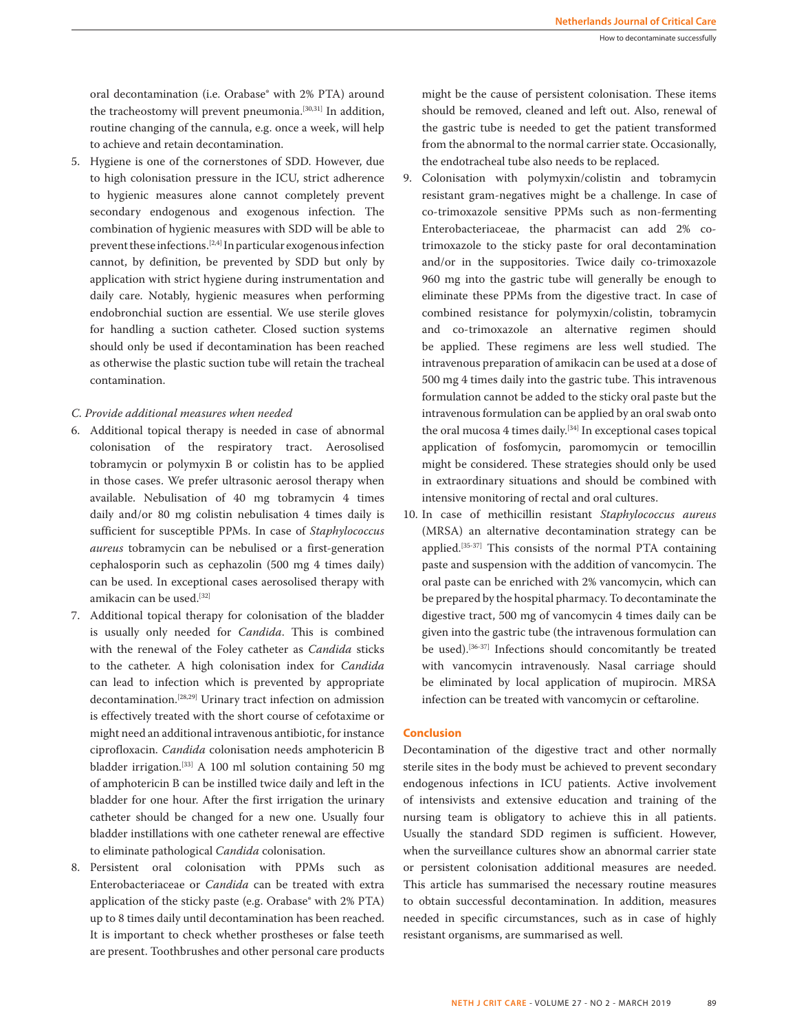oral decontamination (i.e. Orabase® with 2% PTA) around the tracheostomy will prevent pneumonia.[30,31] In addition, routine changing of the cannula, e.g. once a week, will help to achieve and retain decontamination.

5. Hygiene is one of the cornerstones of SDD. However, due to high colonisation pressure in the ICU, strict adherence to hygienic measures alone cannot completely prevent secondary endogenous and exogenous infection. The combination of hygienic measures with SDD will be able to prevent these infections.[2,4] In particular exogenous infection cannot, by definition, be prevented by SDD but only by application with strict hygiene during instrumentation and daily care. Notably, hygienic measures when performing endobronchial suction are essential. We use sterile gloves for handling a suction catheter. Closed suction systems should only be used if decontamination has been reached as otherwise the plastic suction tube will retain the tracheal contamination.

*C. Provide additional measures when needed*

6. Additional topical therapy is needed in case of abnormal colonisation of the respiratory tract. Aerosolised tobramycin or polymyxin B or colistin has to be applied in those cases. We prefer ultrasonic aerosol therapy when available. Nebulisation of 40 mg tobramycin 4 times daily and/or 80 mg colistin nebulisation 4 times daily is sufficient for susceptible PPMs. In case of *Staphylococcus aureus* tobramycin can be nebulised or a first-generation cephalosporin such as cephazolin (500 mg 4 times daily) can be used. In exceptional cases aerosolised therapy with amikacin can be used.[32]
7. Additional topical therapy for colonisation of the bladder is usually only needed for *Candida*. This is combined with the renewal of the Foley catheter as *Candida* sticks to the catheter. A high colonisation index for *Candida* can lead to infection which is prevented by appropriate decontamination.[28,29] Urinary tract infection on admission is effectively treated with the short course of cefotaxime or might need an additional intravenous antibiotic, for instance ciprofloxacin. *Candida* colonisation needs amphotericin B bladder irrigation.[33] A 100 ml solution containing 50 mg of amphotericin B can be instilled twice daily and left in the bladder for one hour. After the first irrigation the urinary catheter should be changed for a new one. Usually four bladder instillations with one catheter renewal are effective to eliminate pathological *Candida* colonisation.
8. Persistent oral colonisation with PPMs such as Enterobacteriaceae or *Candida* can be treated with extra application of the sticky paste (e.g. Orabase® with 2% PTA) up to 8 times daily until decontamination has been reached. It is important to check whether prostheses or false teeth are present. Toothbrushes and other personal care products might be the cause of persistent colonisation. These items should be removed, cleaned and left out. Also, renewal of the gastric tube is needed to get the patient transformed from the abnormal to the normal carrier state. Occasionally, the endotracheal tube also needs to be replaced.
9. Colonisation with polymyxin/colistin and tobramycin resistant gram-negatives might be a challenge. In case of co-trimoxazole sensitive PPMs such as non-fermenting Enterobacteriaceae, the pharmacist can add 2% co-trimoxazole to the sticky paste for oral decontamination and/or in the suppositories. Twice daily co-trimoxazole 960 mg into the gastric tube will generally be enough to eliminate these PPMs from the digestive tract. In case of combined resistance for polymyxin/colistin, tobramycin and co-trimoxazole an alternative regimen should be applied. These regimens are less well studied. The intravenous preparation of amikacin can be used at a dose of 500 mg 4 times daily into the gastric tube. This intravenous formulation cannot be added to the sticky oral paste but the intravenous formulation can be applied by an oral swab onto the oral mucosa 4 times daily.[34] In exceptional cases topical application of fosfomycin, paromomycin or temocillin might be considered. These strategies should only be used in extraordinary situations and should be combined with intensive monitoring of rectal and oral cultures.
10. In case of methicillin resistant *Staphylococcus aureus* (MRSA) an alternative decontamination strategy can be applied.[35-37] This consists of the normal PTA containing paste and suspension with the addition of vancomycin. The oral paste can be enriched with 2% vancomycin, which can be prepared by the hospital pharmacy. To decontaminate the digestive tract, 500 mg of vancomycin 4 times daily can be given into the gastric tube (the intravenous formulation can be used).[36-37] Infections should concomitantly be treated with vancomycin intravenously. Nasal carriage should be eliminated by local application of mupirocin. MRSA infection can be treated with vancomycin or ceftaroline.

## Conclusion

Decontamination of the digestive tract and other normally sterile sites in the body must be achieved to prevent secondary endogenous infections in ICU patients. Active involvement of intensivists and extensive education and training of the nursing team is obligatory to achieve this in all patients. Usually the standard SDD regimen is sufficient. However, when the surveillance cultures show an abnormal carrier state or persistent colonisation additional measures are needed. This article has summarised the necessary routine measures to obtain successful decontamination. In addition, measures needed in specific circumstances, such as in case of highly resistant organisms, are summarised as well.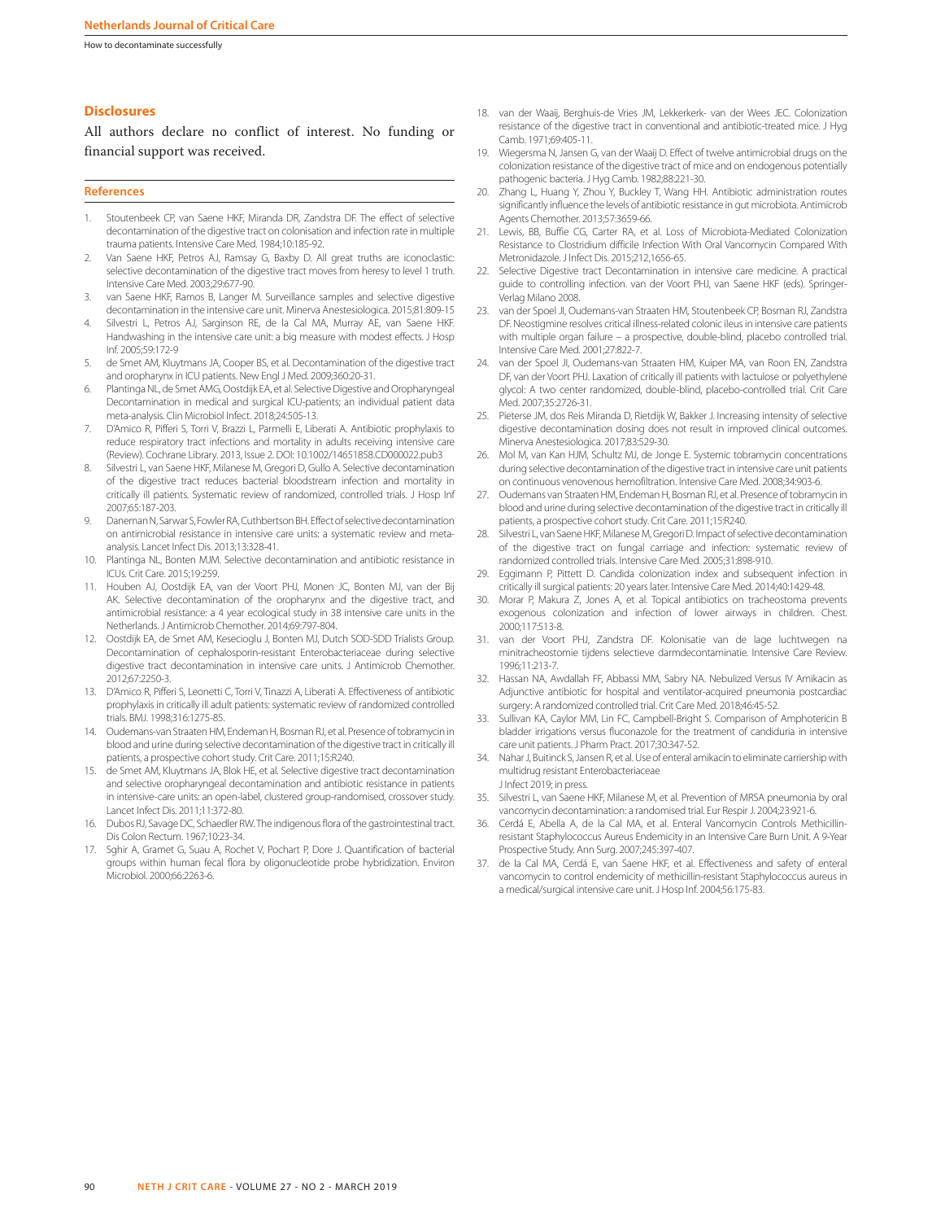## Disclosures

All authors declare no conflict of interest. No funding or financial support was received.

## References

1. Stoutenbeek CP, van Saene HKF, Miranda DR, Zandstra DF. The effect of selective decontamination of the digestive tract on colonisation and infection rate in multiple trauma patients. Intensive Care Med. 1984;10:185-92.
2. Van Saene HKF, Petros AJ, Ramsay G, Baxby D. All great truths are iconoclastic: selective decontamination of the digestive tract moves from heresy to level 1 truth. Intensive Care Med. 2003;29:677-90.
3. van Saene HKF, Ramos B, Langer M. Surveillance samples and selective digestive decontamination in the intensive care unit. Minerva Anestesiologica. 2015;81:809-15
4. Silvestri L, Petros AJ, Sarginson RE, de la Cal MA, Murray AE, van Saene HKF. Handwashing in the intensive care unit: a big measure with modest effects. J Hosp Inf. 2005;59:172-9
5. de Smet AM, Kluytmans JA, Cooper BS, et al. Decontamination of the digestive tract and oropharynx in ICU patients. New Engl J Med. 2009;360:20-31.
6. Plantinga NL, de Smet AMG, Oostdijk EA, et al. Selective Digestive and Oropharyngeal Decontamination in medical and surgical ICU-patients; an individual patient data meta-analysis. Clin Microbiol Infect. 2018;24:505-13.
7. D'Amico R, Pifferi S, Torri V, Brazzi L, Parmelli E, Liberati A. Antibiotic prophylaxis to reduce respiratory tract infections and mortality in adults receiving intensive care (Review). Cochrane Library. 2013, Issue 2. DOI: 10.1002/14651858.CD000022.pub3
8. Silvestri L, van Saene HKF, Milanese M, Gregori D, Gullo A. Selective decontamination of the digestive tract reduces bacterial bloodstream infection and mortality in critically ill patients. Systematic review of randomized, controlled trials. J Hosp Inf 2007;65:187-203.
9. Daneman N, Sarwar S, Fowler RA, Cuthbertson BH. Effect of selective decontamination on antimicrobial resistance in intensive care units: a systematic review and meta-analysis. Lancet Infect Dis. 2013;13:328-41.
10. Plantinga NL, Bonten MJM. Selective decontamination and antibiotic resistance in ICUs. Crit Care. 2015;19:259.
11. Houben AJ, Oostdijk EA, van der Voort PHJ, Monen JC, Bonten MJ, van der Bij AK. Selective decontamination of the oropharynx and the digestive tract, and antimicrobial resistance: a 4 year ecological study in 38 intensive care units in the Netherlands. J Antimicrob Chemother. 2014;69:797-804.
12. Oostdijk EA, de Smet AM, Kesecioglu J, Bonten MJ, Dutch SOD-SDD Trialists Group. Decontamination of cephalosporin-resistant Enterobacteriaceae during selective digestive tract decontamination in intensive care units. J Antimicrob Chemother. 2012;67:2250-3.
13. D'Amico R, Pifferi S, Leonetti C, Torri V, Tinazzi A, Liberati A. Effectiveness of antibiotic prophylaxis in critically ill adult patients: systematic review of randomized controlled trials. BMJ. 1998;316:1275-85.
14. Oudemans-van Straaten HM, Endeman H, Bosman RJ, et al. Presence of tobramycin in blood and urine during selective decontamination of the digestive tract in critically ill patients, a prospective cohort study. Crit Care. 2011;15:R240.
15. de Smet AM, Kluytmans JA, Blok HE, et al. Selective digestive tract decontamination and selective oropharyngeal decontamination and antibiotic resistance in patients in intensive-care units: an open-label, clustered group-randomised, crossover study. Lancet Infect Dis. 2011;11:372-80.
16. Dubos RJ, Savage DC, Schaedler RW. The indigenous flora of the gastrointestinal tract. Dis Colon Rectum. 1967;10:23-34.
17. Sghir A, Gramet G, Suau A, Rochet V, Pochart P, Dore J. Quantification of bacterial groups within human fecal flora by oligonucleotide probe hybridization. Environ Microbiol. 2000;66:2263-6.
18. van der Waaij, Berghuis-de Vries JM, Lekkerkerk- van der Wees JEC. Colonization resistance of the digestive tract in conventional and antibiotic-treated mice. J Hyg Camb. 1971;69:405-11.
19. Wiegersma N, Jansen G, van der Waaij D. Effect of twelve antimicrobial drugs on the colonization resistance of the digestive tract of mice and on endogenous potentially pathogenic bacteria. J Hyg Camb. 1982;88:221-30.
20. Zhang L, Huang Y, Zhou Y, Buckley T, Wang HH. Antibiotic administration routes significantly influence the levels of antibiotic resistance in gut microbiota. Antimicrob Agents Chemother. 2013;57:3659-66.
21. Lewis, BB, Buffie CG, Carter RA, et al. Loss of Microbiota-Mediated Colonization Resistance to Clostridium difficile Infection With Oral Vancomycin Compared With Metronidazole. J Infect Dis. 2015;212,1656-65.
22. Selective Digestive tract Decontamination in intensive care medicine. A practical guide to controlling infection. van der Voort PHJ, van Saene HKF (eds). Springer-Verlag Milano 2008.
23. van der Spoel JI, Oudemans-van Straaten HM, Stoutenbeek CP, Bosman RJ, Zandstra DF. Neostigmine resolves critical illness-related colonic ileus in intensive care patients with multiple organ failure – a prospective, double-blind, placebo controlled trial. Intensive Care Med. 2001;27:822-7.
24. van der Spoel JI, Oudemans-van Straaten HM, Kuiper MA, van Roon EN, Zandstra DF, van der Voort PHJ. Laxation of critically ill patients with lactulose or polyethylene glycol: A two center randomized, double-blind, placebo-controlled trial. Crit Care Med. 2007;35:2726-31.
25. Pieterse JM, dos Reis Miranda D, Rietdijk W, Bakker J. Increasing intensity of selective digestive decontamination dosing does not result in improved clinical outcomes. Minerva Anestesiologica. 2017;83:529-30.
26. Mol M, van Kan HJM, Schultz MJ, de Jonge E. Systemic tobramycin concentrations during selective decontamination of the digestive tract in intensive care unit patients on continuous venovenous hemofiltration. Intensive Care Med. 2008;34:903-6.
27. Oudemans van Straaten HM, Endeman H, Bosman RJ, et al. Presence of tobramycin in blood and urine during selective decontamination of the digestive tract in critically ill patients, a prospective cohort study. Crit Care. 2011;15:R240.
28. Silvestri L, van Saene HKF, Milanese M, Gregori D. Impact of selective decontamination of the digestive tract on fungal carriage and infection: systematic review of randomized controlled trials. Intensive Care Med. 2005;31:898-910.
29. Eggimann P, Pittett D. Candida colonization index and subsequent infection in critically ill surgical patients: 20 years later. Intensive Care Med. 2014;40:1429-48.
30. Morar P, Makura Z, Jones A, et al. Topical antibiotics on tracheostoma prevents exogenous colonization and infection of lower airways in children. Chest. 2000;117:513-8.
31. van der Voort PHJ, Zandstra DF. Kolonisatie van de lage luchtwegen na minitracheostomie tijdens selectieve darmdecontaminatie. Intensive Care Review. 1996;11:213-7.
32. Hassan NA, Awdallah FF, Abbassi MM, Sabry NA. Nebulized Versus IV Amikacin as Adjunctive antibiotic for hospital and ventilator-acquired pneumonia postcardiac surgery: A randomized controlled trial. Crit Care Med. 2018;46:45-52.
33. Sullivan KA, Caylor MM, Lin FC, Campbell-Bright S. Comparison of Amphotericin B bladder irrigations versus fluconazole for the treatment of candiduria in intensive care unit patients. J Pharm Pract. 2017;30:347-52.
34. Nahar J, Buitinck S, Jansen R, et al. Use of enteral amikacin to eliminate carriership with multidrug resistant Enterobacteriaceae J Infect 2019; in press.
35. Silvestri L, van Saene HKF, Milanese M, et al. Prevention of MRSA pneumonia by oral vancomycin decontamination: a randomised trial. Eur Respir J. 2004;23:921-6.
36. Cerdá E, Abella A, de la Cal MA, et al. Enteral Vancomycin Controls Methicillin-resistant Staphylococcus Aureus Endemicity in an Intensive Care Burn Unit. A 9-Year Prospective Study. Ann Surg. 2007;245:397-407.
37. de la Cal MA, Cerdá E, van Saene HKF, et al. Effectiveness and safety of enteral vancomycin to control endemicity of methicillin-resistant Staphylococcus aureus in a medical/surgical intensive care unit. J Hosp Inf. 2004;56:175-83.